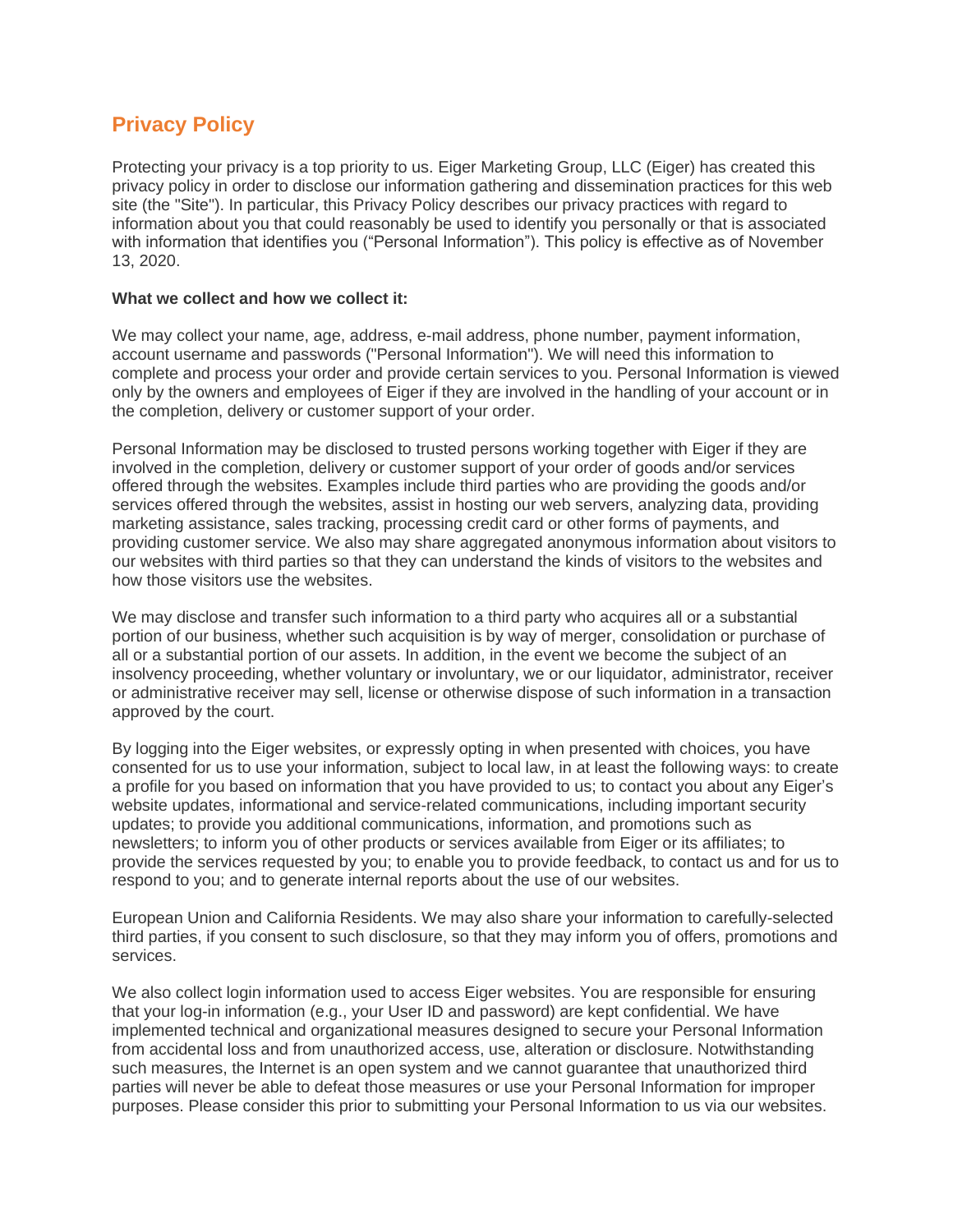## Privacy Policy

Protecting your privacy is a top priority to us. Eiger Marketing Group, LLC (Eiger) has created this privacy policy in order to disclose our information gathering and dissemination practices for this web site (the "Site"). In particular, this Privacy Policy describes our privacy practices with regard to information about you that could reasonably be used to identify you personally or that is associated with information that identifies you ("Personal Information"). This policy is effective as of November 13, 2020.

**What we collect and how we collect it:**

We may collect your name, age, address, e-mail address, phone number, payment information, account username and passwords ("Personal Information"). We will need this information to complete and process your order and provide certain services to you. Personal Information is viewed only by the owners and employees of Eiger if they are involved in the handling of your account or in the completion, delivery or customer support of your order.

Personal Information may be disclosed to trusted persons working together with Eiger if they are involved in the completion, delivery or customer support of your order of goods and/or services offered through the websites. Examples include third parties who are providing the goods and/or services offered through the websites, assist in hosting our web servers, analyzing data, providing marketing assistance, sales tracking, processing credit card or other forms of payments, and providing customer service. We also may share aggregated anonymous information about visitors to our websites with third parties so that they can understand the kinds of visitors to the websites and how those visitors use the websites.

We may disclose and transfer such information to a third party who acquires all or a substantial portion of our business, whether such acquisition is by way of merger, consolidation or purchase of all or a substantial portion of our assets. In addition, in the event we become the subject of an insolvency proceeding, whether voluntary or involuntary, we or our liquidator, administrator, receiver or administrative receiver may sell, license or otherwise dispose of such information in a transaction approved by the court.

By logging into the Eiger websites, or expressly opting in when presented with choices, you have consented for us to use your information, subject to local law, in at least the following ways: to create a profile for you based on information that you have provided to us; to contact you about any Eiger's website updates, informational and service-related communications, including important security updates; to provide you additional communications, information, and promotions such as newsletters; to inform you of other products or services available from Eiger or its affiliates; to provide the services requested by you; to enable you to provide feedback, to contact us and for us to respond to you; and to generate internal reports about the use of our websites.

European Union and California Residents. We may also share your information to carefully-selected third parties, if you consent to such disclosure, so that they may inform you of offers, promotions and services.

We also collect login information used to access Eiger websites. You are responsible for ensuring that your log-in information (e.g., your User ID and password) are kept confidential. We have implemented technical and organizational measures designed to secure your Personal Information from accidental loss and from unauthorized access, use, alteration or disclosure. Notwithstanding such measures, the Internet is an open system and we cannot guarantee that unauthorized third parties will never be able to defeat those measures or use your Personal Information for improper purposes. Please consider this prior to submitting your Personal Information to us via our websites.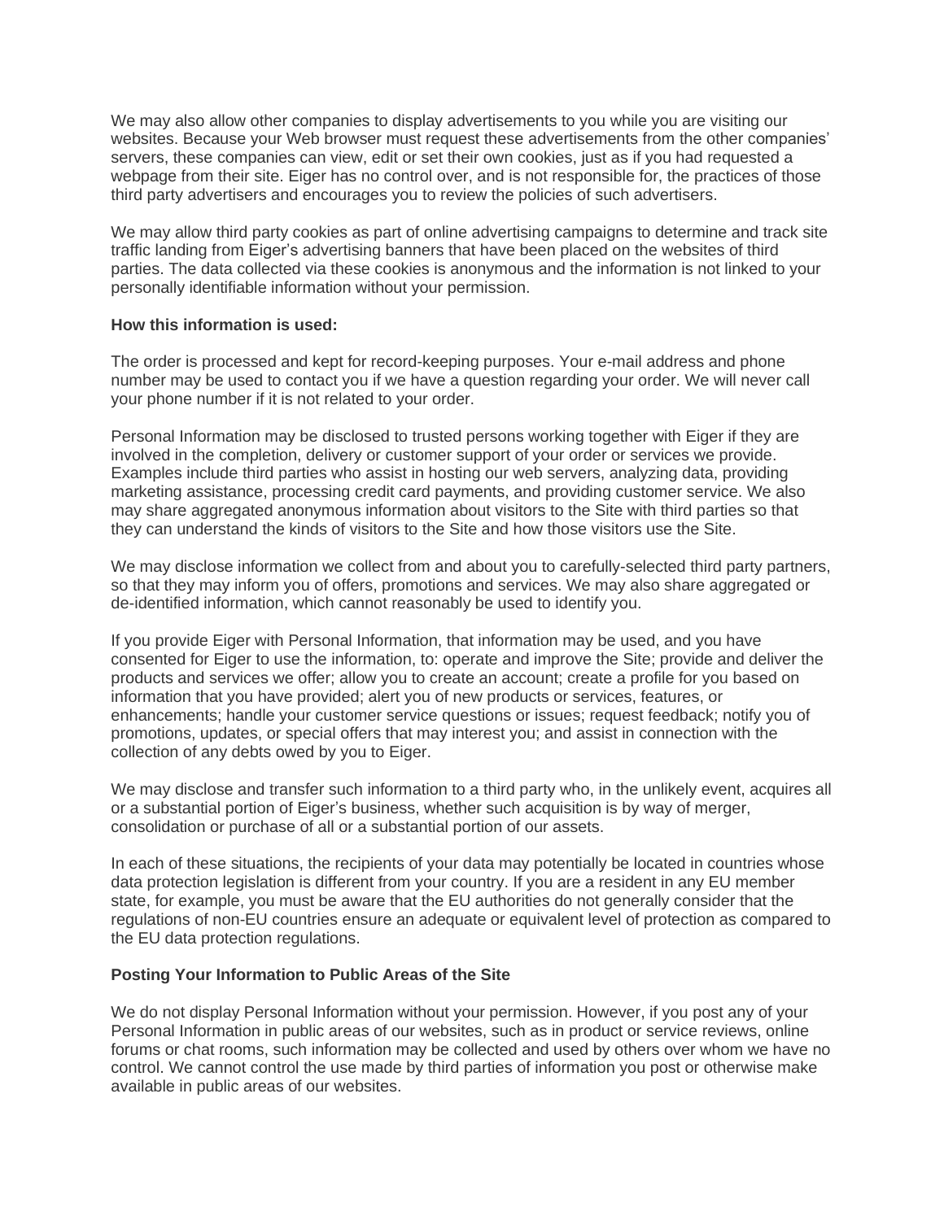We may also allow other companies to display advertisements to you while you are visiting our websites. Because your Web browser must request these advertisements from the other companies' servers, these companies can view, edit or set their own cookies, just as if you had requested a webpage from their site. Eiger has no control over, and is not responsible for, the practices of those third party advertisers and encourages you to review the policies of such advertisers.

We may allow third party cookies as part of online advertising campaigns to determine and track site traffic landing from Eiger's advertising banners that have been placed on the websites of third parties. The data collected via these cookies is anonymous and the information is not linked to your personally identifiable information without your permission.

**How this information is used:**

The order is processed and kept for record-keeping purposes. Your e-mail address and phone number may be used to contact you if we have a question regarding your order. We will never call your phone number if it is not related to your order.

Personal Information may be disclosed to trusted persons working together with Eiger if they are involved in the completion, delivery or customer support of your order or services we provide. Examples include third parties who assist in hosting our web servers, analyzing data, providing marketing assistance, processing credit card payments, and providing customer service. We also may share aggregated anonymous information about visitors to the Site with third parties so that they can understand the kinds of visitors to the Site and how those visitors use the Site.

We may disclose information we collect from and about you to carefully-selected third party partners, so that they may inform you of offers, promotions and services. We may also share aggregated or de-identified information, which cannot reasonably be used to identify you.

If you provide Eiger with Personal Information, that information may be used, and you have consented for Eiger to use the information, to: operate and improve the Site; provide and deliver the products and services we offer; allow you to create an account; create a profile for you based on information that you have provided; alert you of new products or services, features, or enhancements; handle your customer service questions or issues; request feedback; notify you of promotions, updates, or special offers that may interest you; and assist in connection with the collection of any debts owed by you to Eiger.

We may disclose and transfer such information to a third party who, in the unlikely event, acquires all or a substantial portion of Eiger's business, whether such acquisition is by way of merger, consolidation or purchase of all or a substantial portion of our assets.

In each of these situations, the recipients of your data may potentially be located in countries whose data protection legislation is different from your country. If you are a resident in any EU member state, for example, you must be aware that the EU authorities do not generally consider that the regulations of non-EU countries ensure an adequate or equivalent level of protection as compared to the EU data protection regulations.

**Posting Your Information to Public Areas of the Site**

We do not display Personal Information without your permission. However, if you post any of your Personal Information in public areas of our websites, such as in product or service reviews, online forums or chat rooms, such information may be collected and used by others over whom we have no control. We cannot control the use made by third parties of information you post or otherwise make available in public areas of our websites.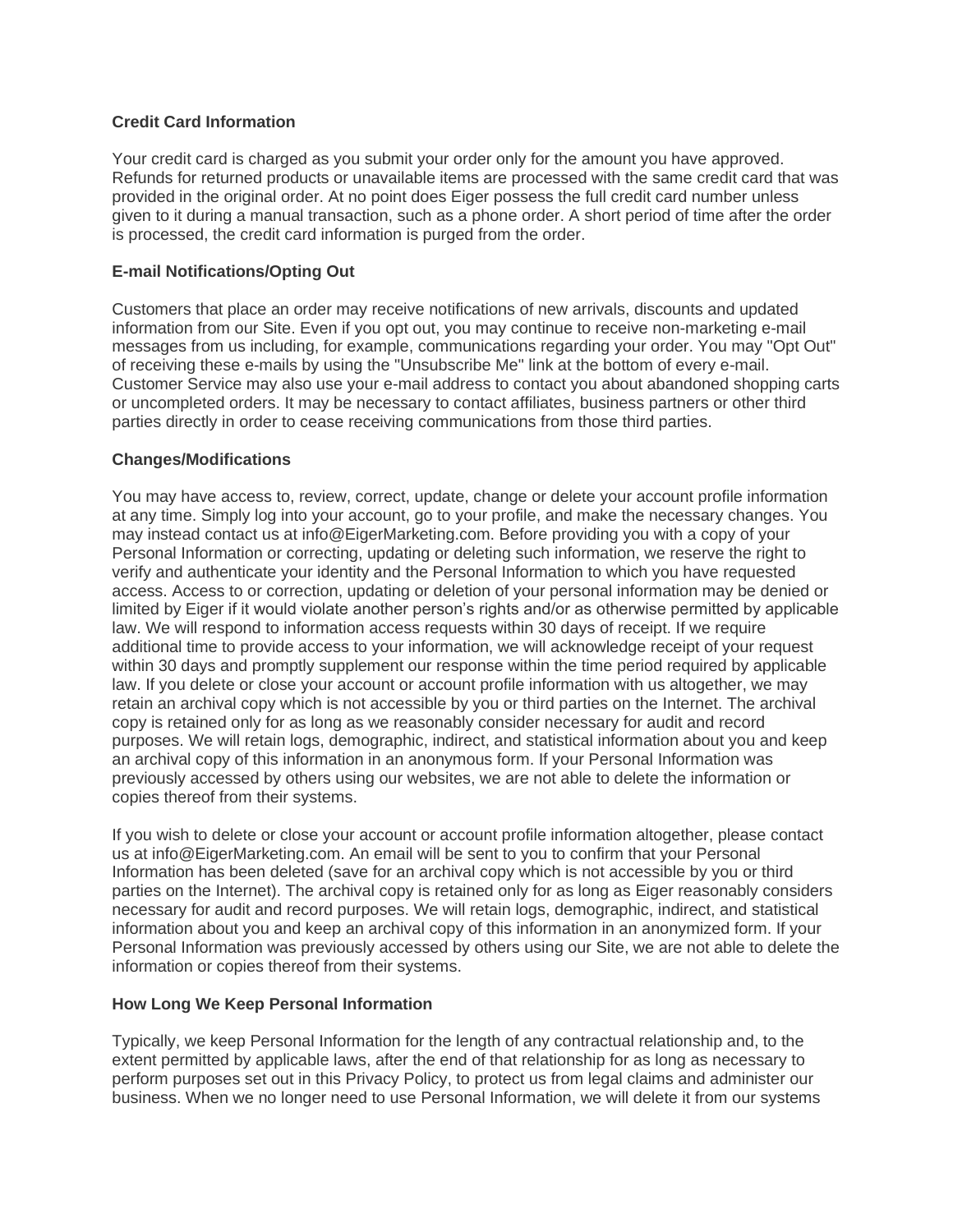**Credit Card Information**

Your credit card is charged as you submit your order only for the amount you have approved. Refunds for returned products or unavailable items are processed with the same credit card that was provided in the original order. At no point does Eiger possess the full credit card number unless given to it during a manual transaction, such as a phone order. A short period of time after the order is processed, the credit card information is purged from the order.

**E-mail Notifications/Opting Out**

Customers that place an order may receive notifications of new arrivals, discounts and updated information from our Site. Even if you opt out, you may continue to receive non-marketing e-mail messages from us including, for example, communications regarding your order. You may "Opt Out" of receiving these e-mails by using the "Unsubscribe Me" link at the bottom of every e-mail. Customer Service may also use your e-mail address to contact you about abandoned shopping carts or uncompleted orders. It may be necessary to contact affiliates, business partners or other third parties directly in order to cease receiving communications from those third parties.

**Changes/Modifications**

You may have access to, review, correct, update, change or delete your account profile information at any time. Simply log into your account, go to your profile, and make the necessary changes. You may instead contact us at info@EigerMarketing.com. Before providing you with a copy of your Personal Information or correcting, updating or deleting such information, we reserve the right to verify and authenticate your identity and the Personal Information to which you have requested access. Access to or correction, updating or deletion of your personal information may be denied or limited by Eiger if it would violate another person's rights and/or as otherwise permitted by applicable law. We will respond to information access requests within 30 days of receipt. If we require additional time to provide access to your information, we will acknowledge receipt of your request within 30 days and promptly supplement our response within the time period required by applicable law. If you delete or close your account or account profile information with us altogether, we may retain an archival copy which is not accessible by you or third parties on the Internet. The archival copy is retained only for as long as we reasonably consider necessary for audit and record purposes. We will retain logs, demographic, indirect, and statistical information about you and keep an archival copy of this information in an anonymous form. If your Personal Information was previously accessed by others using our websites, we are not able to delete the information or copies thereof from their systems.

If you wish to delete or close your account or account profile information altogether, please contact us at info@EigerMarketing.com. An email will be sent to you to confirm that your Personal Information has been deleted (save for an archival copy which is not accessible by you or third parties on the Internet). The archival copy is retained only for as long as Eiger reasonably considers necessary for audit and record purposes. We will retain logs, demographic, indirect, and statistical information about you and keep an archival copy of this information in an anonymized form. If your Personal Information was previously accessed by others using our Site, we are not able to delete the information or copies thereof from their systems.

**How Long We Keep Personal Information**

Typically, we keep Personal Information for the length of any contractual relationship and, to the extent permitted by applicable laws, after the end of that relationship for as long as necessary to perform purposes set out in this Privacy Policy, to protect us from legal claims and administer our business. When we no longer need to use Personal Information, we will delete it from our systems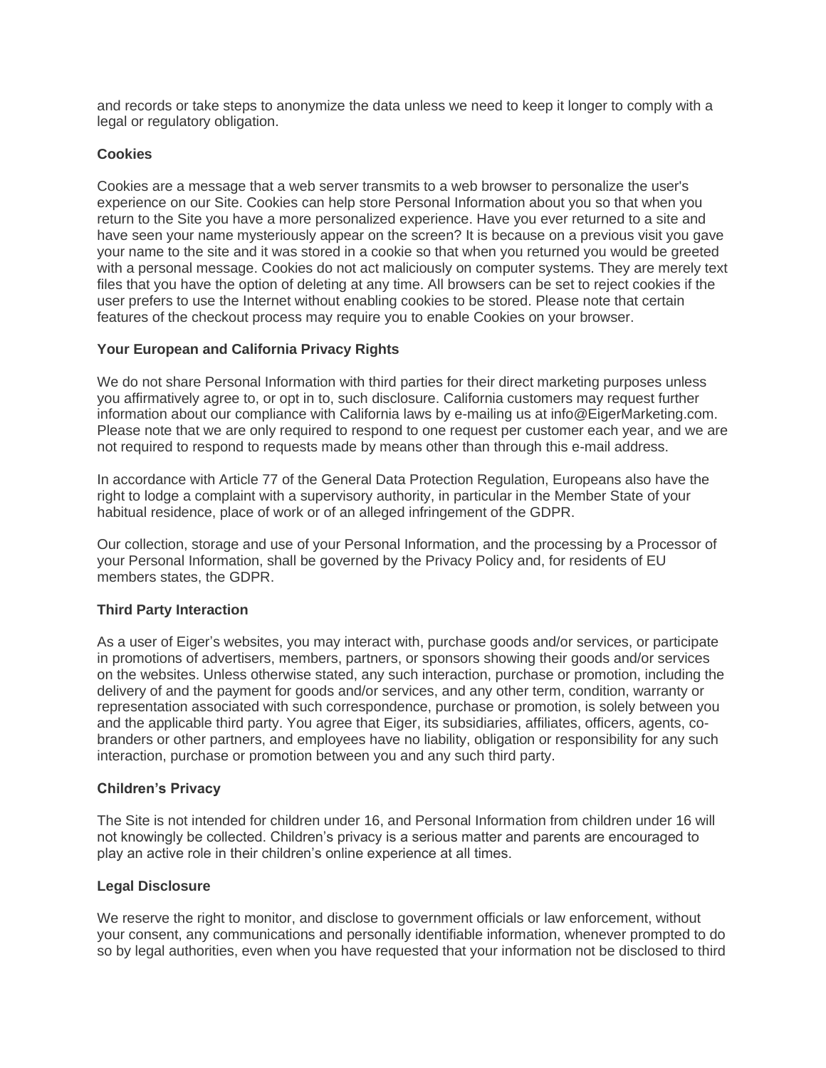and records or take steps to anonymize the data unless we need to keep it longer to comply with a legal or regulatory obligation.

**Cookies**

Cookies are a message that a web server transmits to a web browser to personalize the user's experience on our Site. Cookies can help store Personal Information about you so that when you return to the Site you have a more personalized experience. Have you ever returned to a site and have seen your name mysteriously appear on the screen? It is because on a previous visit you gave your name to the site and it was stored in a cookie so that when you returned you would be greeted with a personal message. Cookies do not act maliciously on computer systems. They are merely text files that you have the option of deleting at any time. All browsers can be set to reject cookies if the user prefers to use the Internet without enabling cookies to be stored. Please note that certain features of the checkout process may require you to enable Cookies on your browser.

**Your European and California Privacy Rights**

We do not share Personal Information with third parties for their direct marketing purposes unless you affirmatively agree to, or opt in to, such disclosure. California customers may request further information about our compliance with California laws by e-mailing us at info@EigerMarketing.com. Please note that we are only required to respond to one request per customer each year, and we are not required to respond to requests made by means other than through this e-mail address.

In accordance with Article 77 of the General Data Protection Regulation, Europeans also have the right to lodge a complaint with a supervisory authority, in particular in the Member State of your habitual residence, place of work or of an alleged infringement of the GDPR.

Our collection, storage and use of your Personal Information, and the processing by a Processor of your Personal Information, shall be governed by the Privacy Policy and, for residents of EU members states, the GDPR.

**Third Party Interaction**

As a user of Eiger's websites, you may interact with, purchase goods and/or services, or participate in promotions of advertisers, members, partners, or sponsors showing their goods and/or services on the websites. Unless otherwise stated, any such interaction, purchase or promotion, including the delivery of and the payment for goods and/or services, and any other term, condition, warranty or representation associated with such correspondence, purchase or promotion, is solely between you and the applicable third party. You agree that Eiger, its subsidiaries, affiliates, officers, agents, co-branders or other partners, and employees have no liability, obligation or responsibility for any such interaction, purchase or promotion between you and any such third party.

**Children's Privacy**

The Site is not intended for children under 16, and Personal Information from children under 16 will not knowingly be collected. Children's privacy is a serious matter and parents are encouraged to play an active role in their children's online experience at all times.

**Legal Disclosure**

We reserve the right to monitor, and disclose to government officials or law enforcement, without your consent, any communications and personally identifiable information, whenever prompted to do so by legal authorities, even when you have requested that your information not be disclosed to third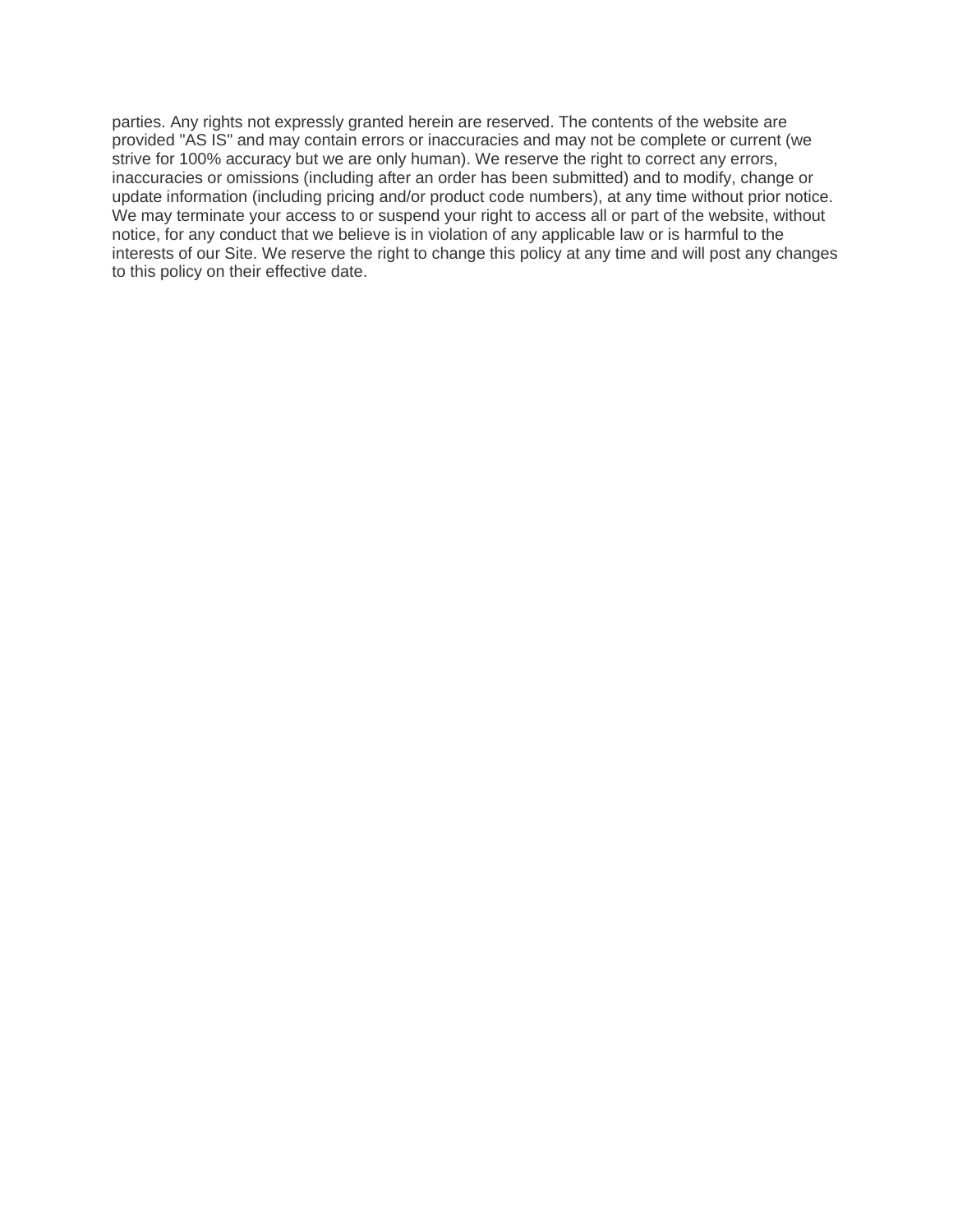parties. Any rights not expressly granted herein are reserved. The contents of the website are provided "AS IS" and may contain errors or inaccuracies and may not be complete or current (we strive for 100% accuracy but we are only human). We reserve the right to correct any errors, inaccuracies or omissions (including after an order has been submitted) and to modify, change or update information (including pricing and/or product code numbers), at any time without prior notice. We may terminate your access to or suspend your right to access all or part of the website, without notice, for any conduct that we believe is in violation of any applicable law or is harmful to the interests of our Site. We reserve the right to change this policy at any time and will post any changes to this policy on their effective date.